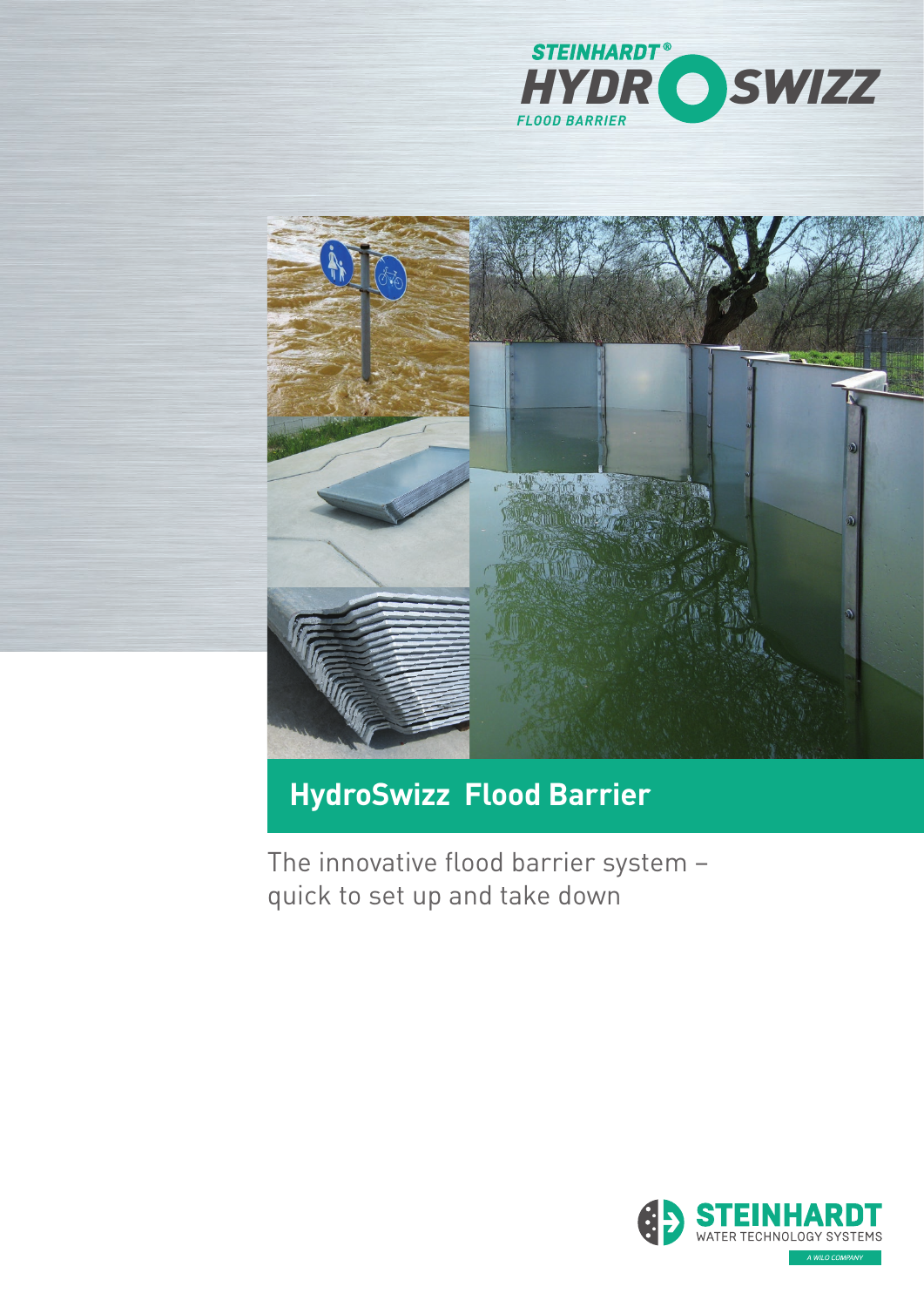STEINHARDT®

HYDRO SWIZZ

FLOOD BARRIER

# HydroSwizz Flood Barrier

The innovative flood barrier system –
quick to set up and take down

STEINHARDT
WATER TECHNOLOGY SYSTEMS
A WILO COMPANY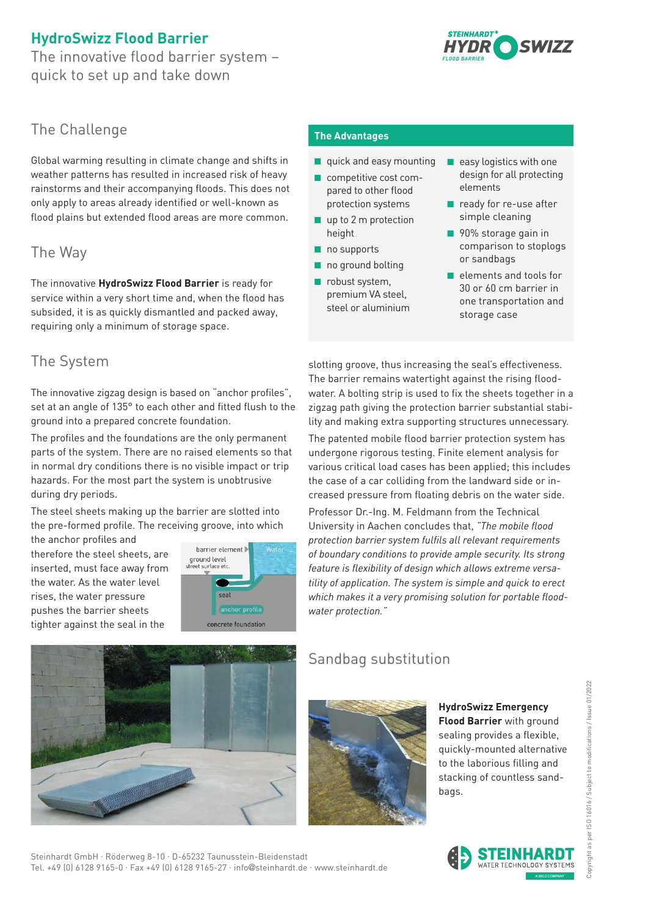# HydroSwizz Flood Barrier

The innovative flood barrier system – quick to set up and take down

## The Challenge

Global warming resulting in climate change and shifts in weather patterns has resulted in increased risk of heavy rainstorms and their accompanying floods. This does not only apply to areas already identified or well-known as flood plains but extended flood areas are more common.

## The Way

The innovative **HydroSwizz Flood Barrier** is ready for service within a very short time and, when the flood has subsided, it is as quickly dismantled and packed away, requiring only a minimum of storage space.

## The Advantages

- quick and easy mounting
- competitive cost compared to other flood protection systems
- up to 2 m protection height
- no supports
- no ground bolting
- robust system, premium VA steel, steel or aluminium
- easy logistics with one design for all protecting elements
- ready for re-use after simple cleaning
- 90% storage gain in comparison to stoplogs or sandbags
- elements and tools for 30 or 60 cm barrier in one transportation and storage case

## The System

The innovative zigzag design is based on "anchor profiles", set at an angle of 135° to each other and fitted flush to the ground into a prepared concrete foundation.

The profiles and the foundations are the only permanent parts of the system. There are no raised elements so that in normal dry conditions there is no visible impact or trip hazards. For the most part the system is unobtrusive during dry periods.

The steel sheets making up the barrier are slotted into the pre-formed profile. The receiving groove, into which the anchor profiles and therefore the steel sheets, are inserted, must face away from the water. As the water level rises, the water pressure pushes the barrier sheets tighter against the seal in the slotting groove, thus increasing the seal's effectiveness. The barrier remains watertight against the rising floodwater. A bolting strip is used to fix the sheets together in a zigzag path giving the protection barrier substantial stability and making extra supporting structures unnecessary.

barrier element
Water
ground level
street surface etc.
seal
anchor profile
concrete foundation

The patented mobile flood barrier protection system has undergone rigorous testing. Finite element analysis for various critical load cases has been applied; this includes the case of a car colliding from the landward side or increased pressure from floating debris on the water side.

Professor Dr.-Ing. M. Feldmann from the Technical University in Aachen concludes that, *"The mobile flood protection barrier system fulfils all relevant requirements of boundary conditions to provide ample security. Its strong feature is flexibility of design which allows extreme versatility of application. The system is simple and quick to erect which makes it a very promising solution for portable floodwater protection."*

## Sandbag substitution

**HydroSwizz Emergency Flood Barrier** with ground sealing provides a flexible, quickly-mounted alternative to the laborious filling and stacking of countless sandbags.

Steinhardt GmbH · Röderweg 8-10 · D-65232 Taunusstein-Bleidenstadt
Tel. +49 (0) 6128 9165-0 · Fax +49 (0) 6128 9165-27 · info@steinhardt.de · www.steinhardt.de

Copyright as per ISO 16016 / Subject to modifications / Issue 01/2022